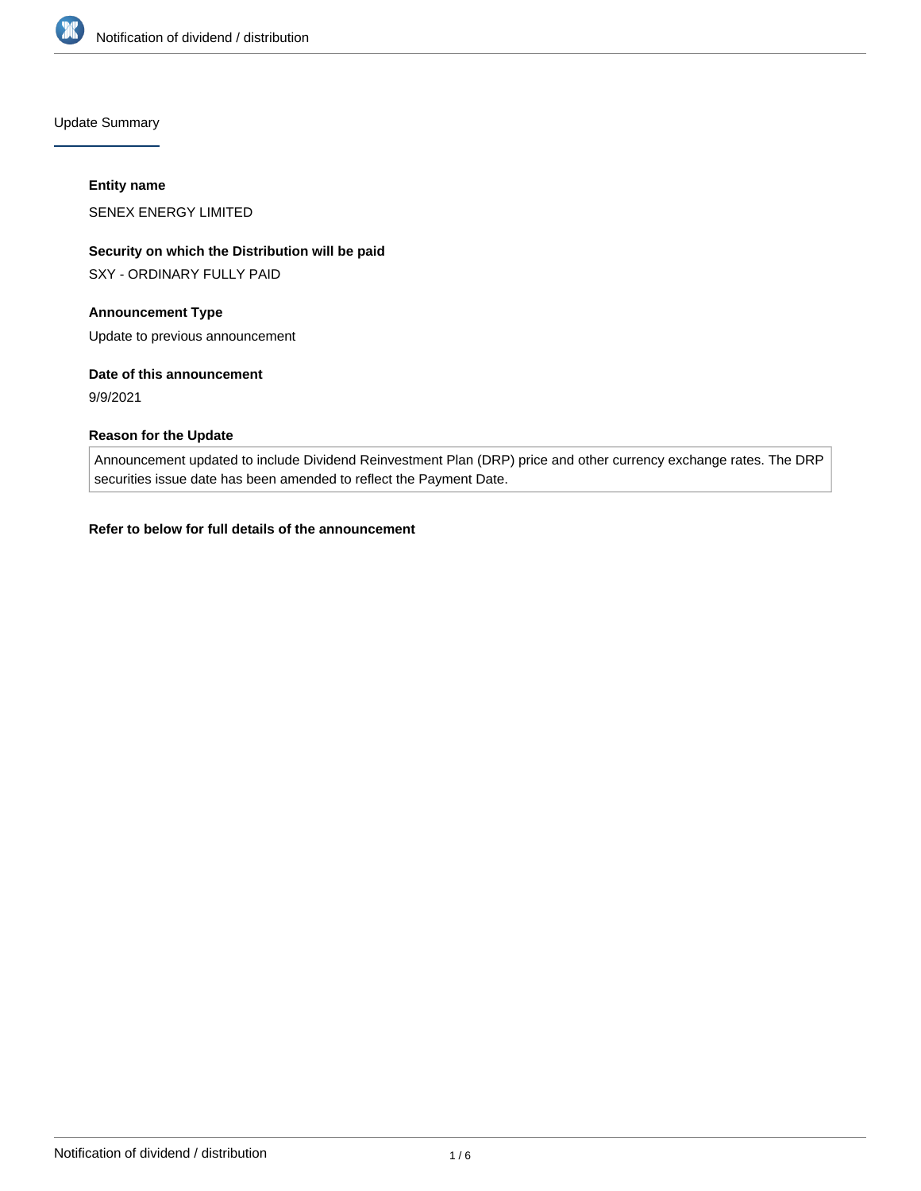## Update Summary

### Entity name

SENEX ENERGY LIMITED

### Security on which the Distribution will be paid

SXY - ORDINARY FULLY PAID

### Announcement Type

Update to previous announcement

### Date of this announcement

9/9/2021

### Reason for the Update

Announcement updated to include Dividend Reinvestment Plan (DRP) price and other currency exchange rates. The DRP securities issue date has been amended to reflect the Payment Date.

**Refer to below for full details of the announcement**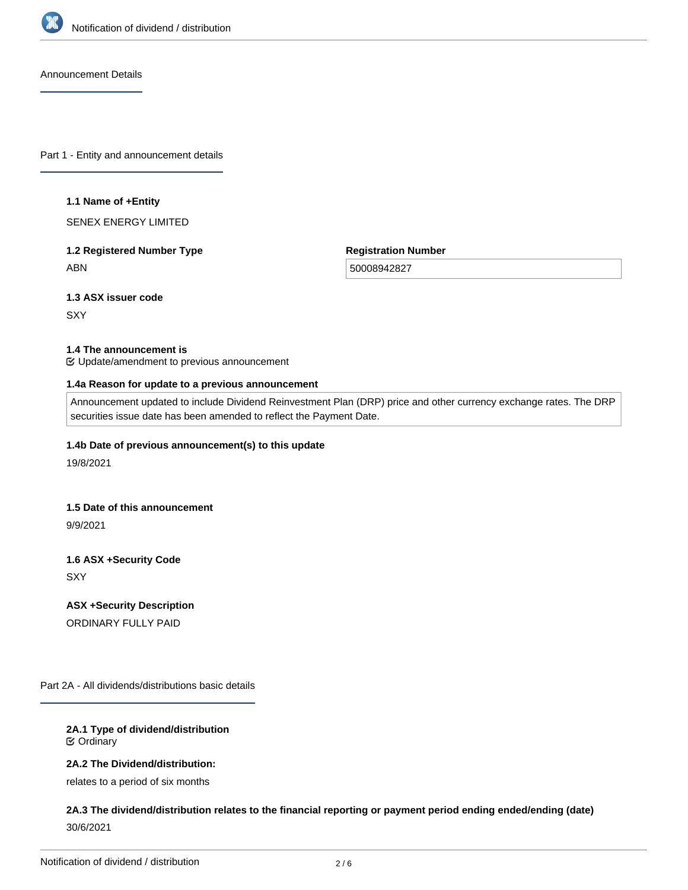## Announcement Details

## Part 1 - Entity and announcement details

**1.1 Name of +Entity**

SENEX ENERGY LIMITED

**1.2 Registered Number Type**

ABN

**Registration Number**

50008942827

**1.3 ASX issuer code**

SXY

**1.4 The announcement is**

☑ Update/amendment to previous announcement

**1.4a Reason for update to a previous announcement**

Announcement updated to include Dividend Reinvestment Plan (DRP) price and other currency exchange rates. The DRP securities issue date has been amended to reflect the Payment Date.

**1.4b Date of previous announcement(s) to this update**

19/8/2021

**1.5 Date of this announcement**

9/9/2021

**1.6 ASX +Security Code**

SXY

**ASX +Security Description**

ORDINARY FULLY PAID

## Part 2A - All dividends/distributions basic details

**2A.1 Type of dividend/distribution**

☑ Ordinary

**2A.2 The Dividend/distribution:**

relates to a period of six months

**2A.3 The dividend/distribution relates to the financial reporting or payment period ending ended/ending (date)**

30/6/2021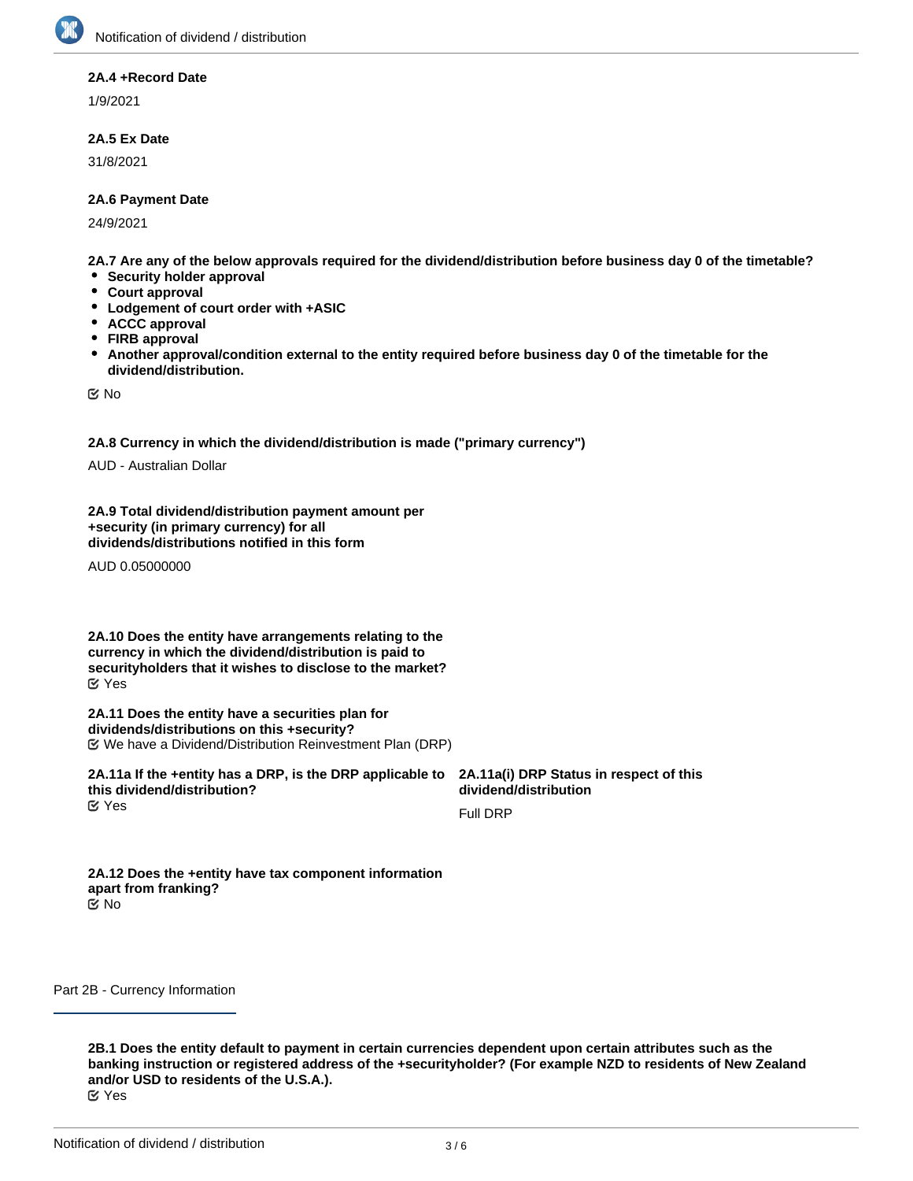**2A.4 +Record Date**

1/9/2021

**2A.5 Ex Date**

31/8/2021

**2A.6 Payment Date**

24/9/2021

**2A.7 Are any of the below approvals required for the dividend/distribution before business day 0 of the timetable?**

- **Security holder approval**
- **Court approval**
- **Lodgement of court order with +ASIC**
- **ACCC approval**
- **FIRB approval**
- **Another approval/condition external to the entity required before business day 0 of the timetable for the dividend/distribution.**

☑ No

**2A.8 Currency in which the dividend/distribution is made ("primary currency")**

AUD - Australian Dollar

**2A.9 Total dividend/distribution payment amount per +security (in primary currency) for all dividends/distributions notified in this form**

AUD 0.05000000

**2A.10 Does the entity have arrangements relating to the currency in which the dividend/distribution is paid to securityholders that it wishes to disclose to the market?**
☑ Yes

**2A.11 Does the entity have a securities plan for dividends/distributions on this +security?**
☑ We have a Dividend/Distribution Reinvestment Plan (DRP)

**2A.11a If the +entity has a DRP, is the DRP applicable to this dividend/distribution?**
☑ Yes

**2A.11a(i) DRP Status in respect of this dividend/distribution**

Full DRP

**2A.12 Does the +entity have tax component information apart from franking?**
☑ No

Part 2B - Currency Information

**2B.1 Does the entity default to payment in certain currencies dependent upon certain attributes such as the banking instruction or registered address of the +securityholder? (For example NZD to residents of New Zealand and/or USD to residents of the U.S.A.).**
☑ Yes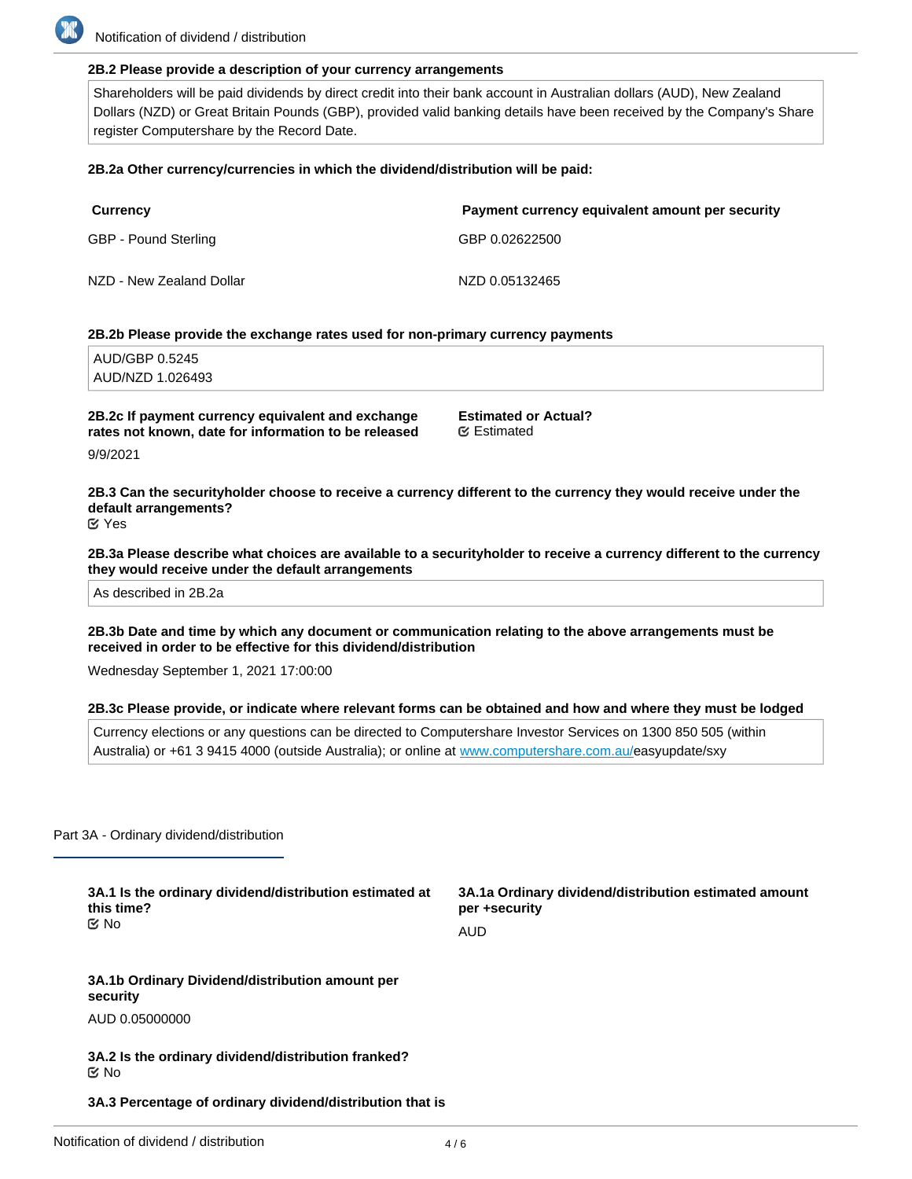**2B.2 Please provide a description of your currency arrangements**

Shareholders will be paid dividends by direct credit into their bank account in Australian dollars (AUD), New Zealand Dollars (NZD) or Great Britain Pounds (GBP), provided valid banking details have been received by the Company's Share register Computershare by the Record Date.

**2B.2a Other currency/currencies in which the dividend/distribution will be paid:**

| Currency | Payment currency equivalent amount per security |
|---|---|
| GBP - Pound Sterling | GBP 0.02622500 |
| NZD - New Zealand Dollar | NZD 0.05132465 |

**2B.2b Please provide the exchange rates used for non-primary currency payments**

AUD/GBP 0.5245
AUD/NZD 1.026493

**2B.2c If payment currency equivalent and exchange rates not known, date for information to be released**

9/9/2021

**Estimated or Actual?**

☑ Estimated

**2B.3 Can the securityholder choose to receive a currency different to the currency they would receive under the default arrangements?**

☑ Yes

**2B.3a Please describe what choices are available to a securityholder to receive a currency different to the currency they would receive under the default arrangements**

As described in 2B.2a

**2B.3b Date and time by which any document or communication relating to the above arrangements must be received in order to be effective for this dividend/distribution**

Wednesday September 1, 2021 17:00:00

**2B.3c Please provide, or indicate where relevant forms can be obtained and how and where they must be lodged**

Currency elections or any questions can be directed to Computershare Investor Services on 1300 850 505 (within Australia) or +61 3 9415 4000 (outside Australia); or online at www.computershare.com.au/easyupdate/sxy

## Part 3A - Ordinary dividend/distribution

**3A.1 Is the ordinary dividend/distribution estimated at this time?**

☑ No

**3A.1a Ordinary dividend/distribution estimated amount per +security**

AUD

**3A.1b Ordinary Dividend/distribution amount per security**

AUD 0.05000000

**3A.2 Is the ordinary dividend/distribution franked?**

☑ No

**3A.3 Percentage of ordinary dividend/distribution that is**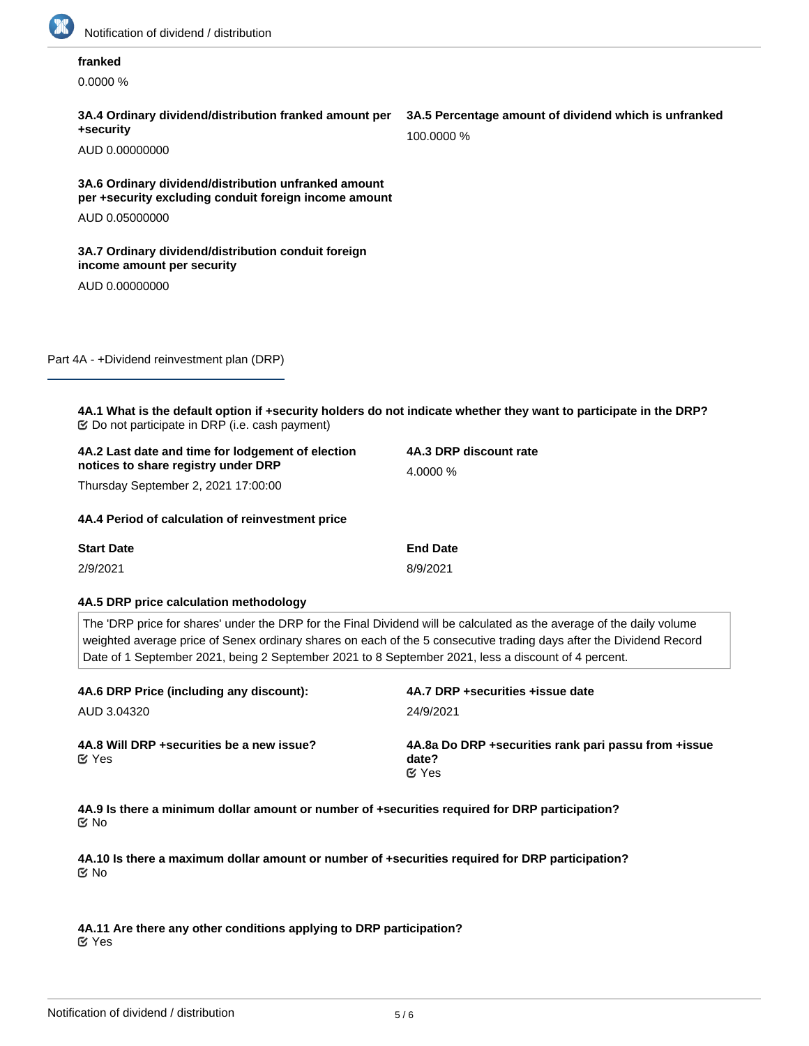**franked**

0.0000 %

**3A.4 Ordinary dividend/distribution franked amount per +security**

AUD 0.00000000

**3A.5 Percentage amount of dividend which is unfranked**

100.0000 %

**3A.6 Ordinary dividend/distribution unfranked amount per +security excluding conduit foreign income amount**

AUD 0.05000000

**3A.7 Ordinary dividend/distribution conduit foreign income amount per security**

AUD 0.00000000

## Part 4A - +Dividend reinvestment plan (DRP)

**4A.1 What is the default option if +security holders do not indicate whether they want to participate in the DRP?**

Do not participate in DRP (i.e. cash payment)

**4A.2 Last date and time for lodgement of election notices to share registry under DRP**

Thursday September 2, 2021 17:00:00

**4A.3 DRP discount rate**

4.0000 %

**4A.4 Period of calculation of reinvestment price**

| Start Date | End Date |
| --- | --- |
| 2/9/2021 | 8/9/2021 |

**4A.5 DRP price calculation methodology**

The 'DRP price for shares' under the DRP for the Final Dividend will be calculated as the average of the daily volume weighted average price of Senex ordinary shares on each of the 5 consecutive trading days after the Dividend Record Date of 1 September 2021, being 2 September 2021 to 8 September 2021, less a discount of 4 percent.

**4A.6 DRP Price (including any discount):**

AUD 3.04320

**4A.7 DRP +securities +issue date**

24/9/2021

**4A.8 Will DRP +securities be a new issue?**

Yes

**4A.8a Do DRP +securities rank pari passu from +issue date?**

Yes

**4A.9 Is there a minimum dollar amount or number of +securities required for DRP participation?**

No

**4A.10 Is there a maximum dollar amount or number of +securities required for DRP participation?**

No

**4A.11 Are there any other conditions applying to DRP participation?**

Yes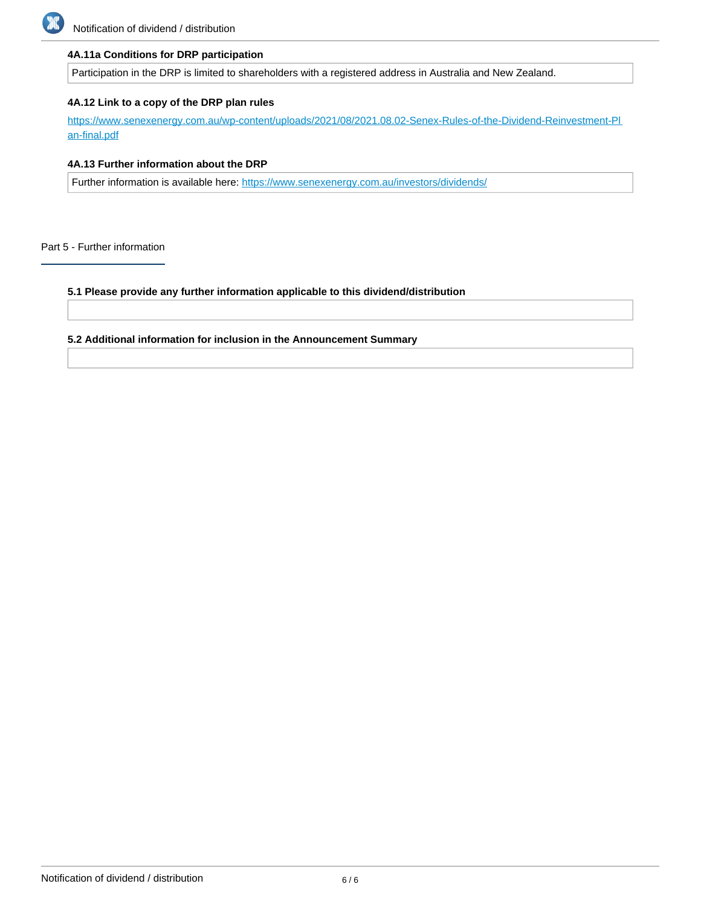#### 4A.11a Conditions for DRP participation

Participation in the DRP is limited to shareholders with a registered address in Australia and New Zealand.

#### 4A.12 Link to a copy of the DRP plan rules

https://www.senexenergy.com.au/wp-content/uploads/2021/08/2021.08.02-Senex-Rules-of-the-Dividend-Reinvestment-Plan-final.pdf

#### 4A.13 Further information about the DRP

Further information is available here: https://www.senexenergy.com.au/investors/dividends/

## Part 5 - Further information

#### 5.1 Please provide any further information applicable to this dividend/distribution

#### 5.2 Additional information for inclusion in the Announcement Summary